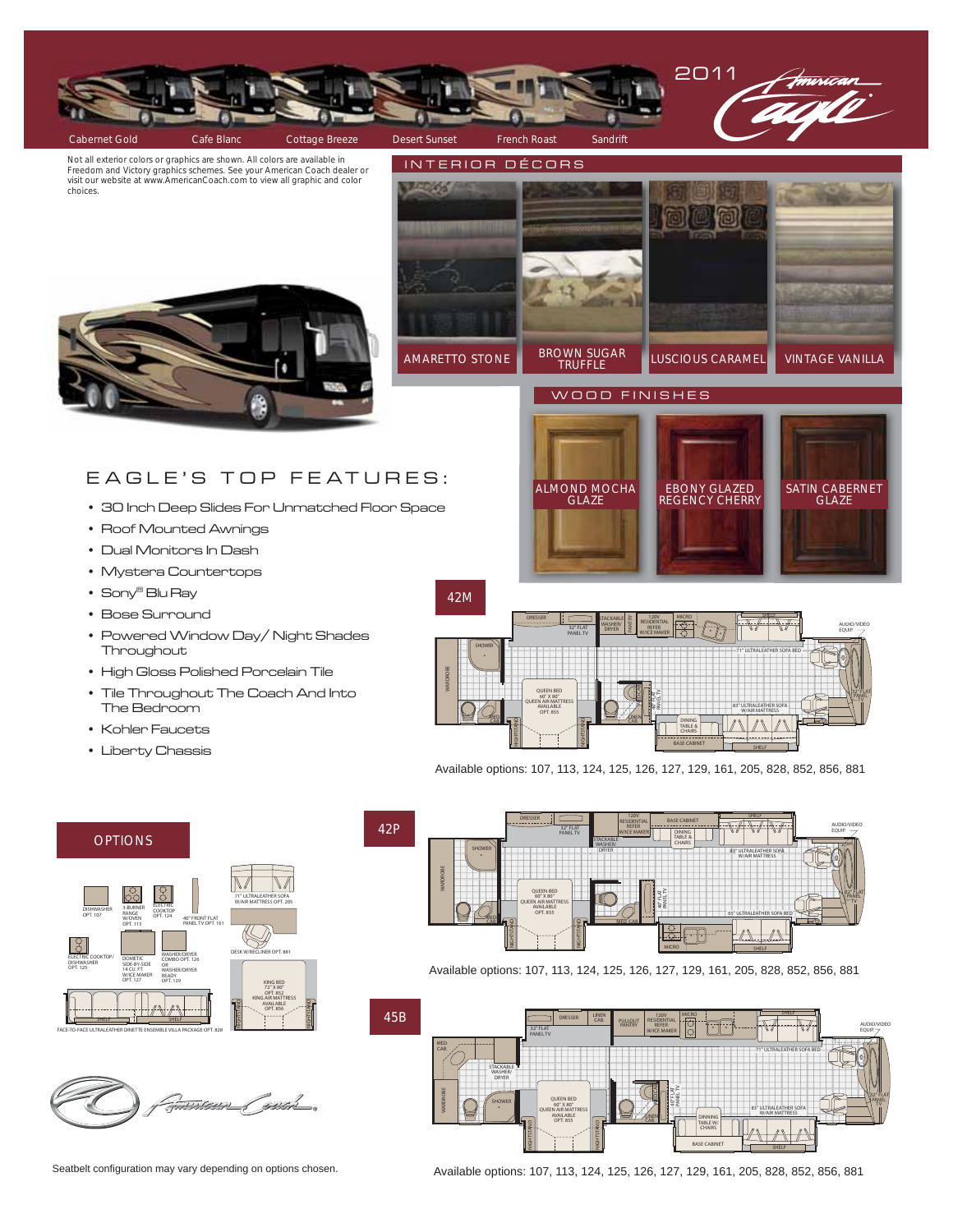# 2011 American Eagle

Cabernet Gold | Cafe Blanc | Cottage Breeze | Desert Sunset | French Roast | Sandrift

Not all exterior colors or graphics are shown. All colors are available in Freedom and Victory graphics schemes. See your American Coach dealer or visit our website at www.AmericanCoach.com to view all graphic and color choices.

## INTERIOR DÉCORS

- AMARETTO STONE
- BROWN SUGAR TRUFFLE
- LUSCIOUS CARAMEL
- VINTAGE VANILLA

## WOOD FINISHES

- ALMOND MOCHA GLAZE
- EBONY GLAZED REGENCY CHERRY
- SATIN CABERNET GLAZE

## EAGLE'S TOP FEATURES:

- 30 Inch Deep Slides For Unmatched Floor Space
- Roof Mounted Awnings
- Dual Monitors In Dash
- Mystera Countertops
- Sony® Blu Ray
- Bose Surround
- Powered Window Day/ Night Shades Throughout
- High Gloss Polished Porcelain Tile
- Tile Throughout The Coach And Into The Bedroom
- Kohler Faucets
- Liberty Chassis

## 42M

Available options: 107, 113, 124, 125, 126, 127, 129, 161, 205, 828, 852, 856, 881

## OPTIONS

- DISHWASHER OPT. 107
- 3-BURNER RANGE W/OVEN OPT. 113
- ELECTRIC COOKTOP OPT. 124
- 40" FRONT FLAT PANEL TV OPT. 161
- 71" ULTRALEATHER SOFA W/AIR MATTRESS OPT. 205
- ELECTRIC COOKTOP/ DISHWASHER OPT. 125
- DOMETIC SIDE-BY-SIDE 14 CU. FT. W/ICE MAKER OPT. 127
- WASHER/DRYER COMBO OPT. 126 OR WASHER/DRYER READY OPT. 129
- DESK W/RECLINER OPT. 881
- KING BED 72" X 80" OPT. 852 KING AIR MATTRESS AVAILABLE OPT. 856
- FACE-TO-FACE ULTRALEATHER DINETTE ENSEMBLE VILLA PACKAGE OPT. 828

## 42P

Available options: 107, 113, 124, 125, 126, 127, 129, 161, 205, 828, 852, 856, 881

## 45B

Available options: 107, 113, 124, 125, 126, 127, 129, 161, 205, 828, 852, 856, 881

American Coach

Seatbelt configuration may vary depending on options chosen.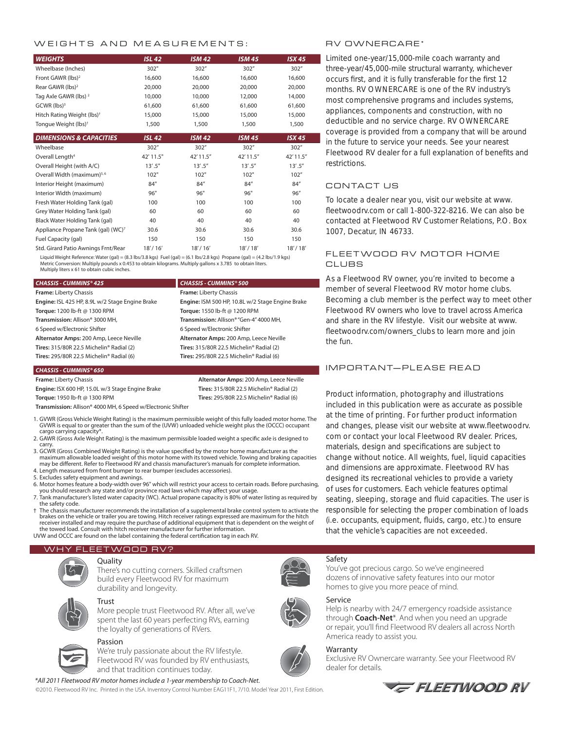## WEIGHTS AND MEASUREMENTS:

| WEIGHTS | ISL 42 | ISM 42 | ISM 45 | ISX 45 |
|---|---|---|---|---|
| Wheelbase (Inches) | 302" | 302" | 302" | 302" |
| Front GAWR (lbs)[2] | 16,600 | 16,600 | 16,600 | 16,600 |
| Rear GAWR (lbs)[2] | 20,000 | 20,000 | 20,000 | 20,000 |
| Tag Axle GAWR (lbs) [2] | 10,000 | 10,000 | 12,000 | 14,000 |
| GCWR (lbs)[3] | 61,600 | 61,600 | 61,600 | 61,600 |
| Hitch Rating Weight (lbs)[†] | 15,000 | 15,000 | 15,000 | 15,000 |
| Tongue Weight (lbs)[†] | 1,500 | 1,500 | 1,500 | 1,500 |

| DIMENSIONS & CAPACITIES | ISL 42 | ISM 42 | ISM 45 | ISX 45 |
|---|---|---|---|---|
| Wheelbase | 302" | 302" | 302" | 302" |
| Overall Length[4] | 42' 11.5" | 42' 11.5" | 42' 11.5" | 42' 11.5" |
| Overall Height (with A/C) | 13' .5" | 13' .5" | 13' .5" | 13' .5" |
| Overall Width (maximum)[5, 6] | 102" | 102" | 102" | 102" |
| Interior Height (maximum) | 84" | 84" | 84" | 84" |
| Interior Width (maximum) | 96" | 96" | 96" | 96" |
| Fresh Water Holding Tank (gal) | 100 | 100 | 100 | 100 |
| Grey Water Holding Tank (gal) | 60 | 60 | 60 | 60 |
| Black Water Holding Tank (gal) | 40 | 40 | 40 | 40 |
| Appliance Propane Tank (gal) (WC)[7] | 30.6 | 30.6 | 30.6 | 30.6 |
| Fuel Capacity (gal) | 150 | 150 | 150 | 150 |
| Std. Girard Patio Awnings Frnt/Rear | 18' / 16' | 18' / 16' | 18' / 18' | 18' / 18' |

Liquid Weight Reference: Water (gal) = (8.3 lbs/3.8 kgs) Fuel (gal) = (6.1 lbs/2.8 kgs) Propane (gal) = (4.2 lbs/1.9 kgs)
Metric Conversion: Multiply pounds x 0.453 to obtain kilograms. Multiply gallons x 3.785 to obtain liters.
Multiply liters x 61 to obtain cubic inches.

### CHASSIS - CUMMINS® 425

**Frame:** Liberty Chassis
**Engine:** ISL 425 HP, 8.9L w/2 Stage Engine Brake
**Torque:** 1200 lb-ft @ 1300 RPM
**Transmission:** Allison® 3000 MH,
6 Speed w/Electronic Shifter
**Alternator Amps:** 200 Amp, Leece Neville
**Tires:** 315/80R 22.5 Michelin® Radial (2)
**Tires:** 295/80R 22.5 Michelin® Radial (6)

### CHASSIS - CUMMINS® 500

**Frame:** Liberty Chassis
**Engine:** ISM 500 HP, 10.8L w/2 Stage Engine Brake
**Torque:** 1550 lb-ft @ 1200 RPM
**Transmission:** Allison® "Gen-4" 4000 MH,
6 Speed w/Electronic Shifter
**Alternator Amps:** 200 Amp, Leece Neville
**Tires:** 315/80R 22.5 Michelin® Radial (2)
**Tires:** 295/80R 22.5 Michelin® Radial (6)

### CHASSIS - CUMMINS® 650

**Frame:** Liberty Chassis
**Engine:** ISX 600 HP, 15.0L w/3 Stage Engine Brake
**Torque:** 1950 lb-ft @ 1300 RPM
**Transmission:** Allison® 4000 MH, 6 Speed w/Electronic Shifter
**Alternator Amps:** 200 Amp, Leece Neville
**Tires:** 315/80R 22.5 Michelin® Radial (2)
**Tires:** 295/80R 22.5 Michelin® Radial (6)

1. GVWR (Gross Vehicle Weight Rating) is the maximum permissible weight of this fully loaded motor home. The GVWR is equal to or greater than the sum of the (UVW) unloaded vehicle weight plus the (OCCC) occupant cargo carrying capacity*.
2. GAWR (Gross Axle Weight Rating) is the maximum permissible loaded weight a specific axle is designed to carry.
3. GCWR (Gross Combined Weight Rating) is the value specified by the motor home manufacturer as the maximum allowable loaded weight of this motor home with its towed vehicle. Towing and braking capacities may be different. Refer to Fleetwood RV and chassis manufacturer's manuals for complete information.
4. Length measured from front bumper to rear bumper (excludes accessories).
5. Excludes safety equipment and awnings.
6. Motor homes feature a body-width over 96" which will restrict your access to certain roads. Before purchasing, you should research any state and/or province road laws which may affect your usage.
7. Tank manufacturer's listed water capacity (WC). Actual propane capacity is 80% of water listing as required by the safety code.

† The chassis manufacturer recommends the installation of a supplemental brake control system to activate the brakes on the vehicle or trailer you are towing. Hitch receiver ratings expressed are maximum for the hitch receiver installed and may require the purchase of additional equipment that is dependent on the weight of the towed load. Consult with hitch receiver manufacturer for further information.

UVW and OCCC are found on the label containing the federal certification tag in each RV.

## RV OWNERCARE*

Limited one-year/15,000-mile coach warranty and three-year/45,000-mile structural warranty, whichever occurs first, and it is fully transferable for the first 12 months. RV OWNERCARE is one of the RV industry's most comprehensive programs and includes systems, appliances, components and construction, with no deductible and no service charge. RV OWNERCARE coverage is provided from a company that will be around in the future to service your needs. See your nearest Fleetwood RV dealer for a full explanation of benefits and restrictions.

## CONTACT US

To locate a dealer near you, visit our website at www.fleetwoodrv.com or call 1-800-322-8216. We can also be contacted at Fleetwood RV Customer Relations, P.O. Box 1007, Decatur, IN 46733.

## FLEETWOOD RV MOTOR HOME CLUBS

As a Fleetwood RV owner, you're invited to become a member of several Fleetwood RV motor home clubs. Becoming a club member is the perfect way to meet other Fleetwood RV owners who love to travel across America and share in the RV lifestyle. Visit our website at www.fleetwoodrv.com/owners_clubs to learn more and join the fun.

## IMPORTANT—PLEASE READ

Product information, photography and illustrations included in this publication were as accurate as possible at the time of printing. For further product information and changes, please visit our website at www.fleetwoodrv.com or contact your local Fleetwood RV dealer. Prices, materials, design and specifications are subject to change without notice. All weights, fuel, liquid capacities and dimensions are approximate. Fleetwood RV has designed its recreational vehicles to provide a variety of uses for customers. Each vehicle features optimal seating, sleeping, storage and fluid capacities. The user is responsible for selecting the proper combination of loads (i.e. occupants, equipment, fluids, cargo, etc.) to ensure that the vehicle's capacities are not exceeded.

## WHY FLEETWOOD RV?

### Quality
There's no cutting corners. Skilled craftsmen build every Fleetwood RV for maximum durability and longevity.

### Trust
More people trust Fleetwood RV. After all, we've spent the last 60 years perfecting RVs, earning the loyalty of generations of RVers.

### Passion
We're truly passionate about the RV lifestyle. Fleetwood RV was founded by RV enthusiasts, and that tradition continues today.

### Safety
You've got precious cargo. So we've engineered dozens of innovative safety features into our motor homes to give you more peace of mind.

### Service
Help is nearby with 24/7 emergency roadside assistance through **Coach-Net***. And when you need an upgrade or repair, you'll find Fleetwood RV dealers all across North America ready to assist you.

### Warranty
Exclusive RV Ownercare warranty. See your Fleetwood RV dealer for details.

*\*All 2011 Fleetwood RV motor homes include a 1-year membership to Coach-Net.*

©2010. Fleetwood RV Inc. Printed in the USA. Inventory Control Number EAG11F1, 7/10. Model Year 2011, First Edition.

FLEETWOOD RV